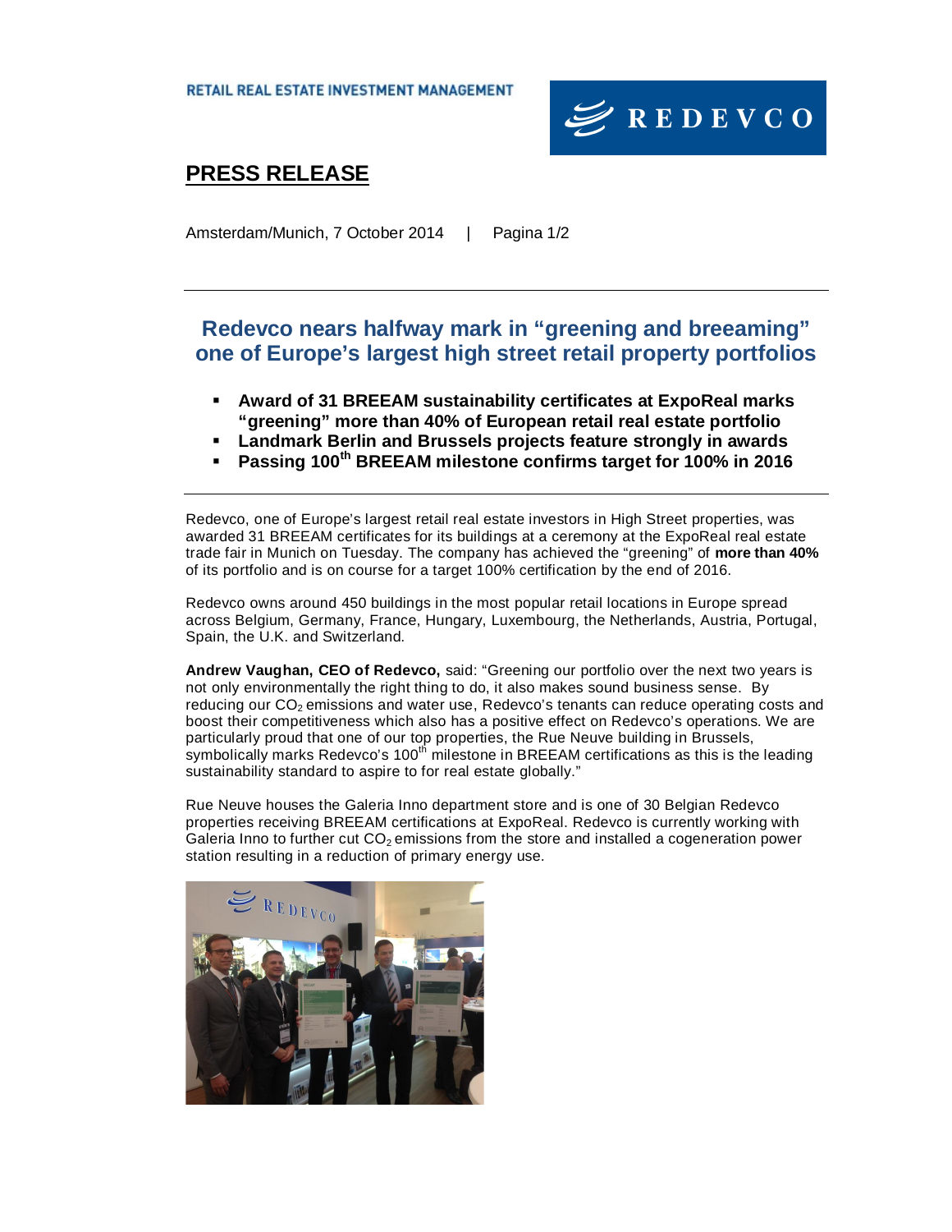RETAIL REAL ESTATE INVESTMENT MANAGEMENT

REDEVCO

# PRESS RELEASE

Amsterdam/Munich, 7 October 2014 | Pagina 1/2

---

## Redevco nears halfway mark in "greening and breeaming" one of Europe's largest high street retail property portfolios

- **Award of 31 BREEAM sustainability certificates at ExpoReal marks "greening" more than 40% of European retail real estate portfolio**
- **Landmark Berlin and Brussels projects feature strongly in awards**
- **Passing 100$^{th}$ BREEAM milestone confirms target for 100% in 2016**

---

Redevco, one of Europe's largest retail real estate investors in High Street properties, was awarded 31 BREEAM certificates for its buildings at a ceremony at the ExpoReal real estate trade fair in Munich on Tuesday. The company has achieved the "greening" of **more than 40%** of its portfolio and is on course for a target 100% certification by the end of 2016.

Redevco owns around 450 buildings in the most popular retail locations in Europe spread across Belgium, Germany, France, Hungary, Luxembourg, the Netherlands, Austria, Portugal, Spain, the U.K. and Switzerland.

**Andrew Vaughan, CEO of Redevco,** said: "Greening our portfolio over the next two years is not only environmentally the right thing to do, it also makes sound business sense. By reducing our $CO_2$ emissions and water use, Redevco's tenants can reduce operating costs and boost their competitiveness which also has a positive effect on Redevco's operations. We are particularly proud that one of our top properties, the Rue Neuve building in Brussels, symbolically marks Redevco's 100$^{th}$ milestone in BREEAM certifications as this is the leading sustainability standard to aspire to for real estate globally."

Rue Neuve houses the Galeria Inno department store and is one of 30 Belgian Redevco properties receiving BREEAM certifications at ExpoReal. Redevco is currently working with Galeria Inno to further cut $CO_2$ emissions from the store and installed a cogeneration power station resulting in a reduction of primary energy use.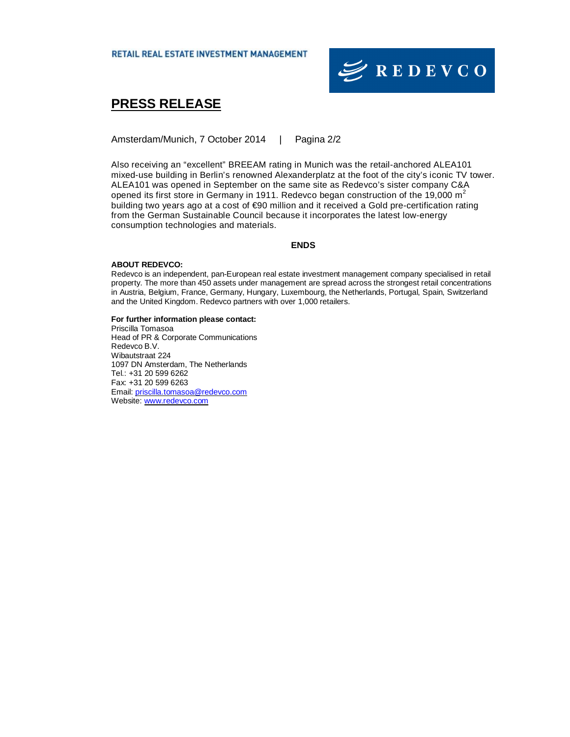# PRESS RELEASE

Amsterdam/Munich, 7 October 2014 | Pagina 2/2

Also receiving an "excellent" BREEAM rating in Munich was the retail-anchored ALEA101 mixed-use building in Berlin's renowned Alexanderplatz at the foot of the city's iconic TV tower. ALEA101 was opened in September on the same site as Redevco's sister company C&A opened its first store in Germany in 1911. Redevco began construction of the 19,000 $m^2$ building two years ago at a cost of €90 million and it received a Gold pre-certification rating from the German Sustainable Council because it incorporates the latest low-energy consumption technologies and materials.

**ENDS**

**ABOUT REDEVCO:**

Redevco is an independent, pan-European real estate investment management company specialised in retail property. The more than 450 assets under management are spread across the strongest retail concentrations in Austria, Belgium, France, Germany, Hungary, Luxembourg, the Netherlands, Portugal, Spain, Switzerland and the United Kingdom. Redevco partners with over 1,000 retailers.

**For further information please contact:**

Priscilla Tomasoa
Head of PR & Corporate Communications
Redevco B.V.
Wibautstraat 224
1097 DN Amsterdam, The Netherlands
Tel.: +31 20 599 6262
Fax: +31 20 599 6263
Email: priscilla.tomasoa@redevco.com
Website: www.redevco.com